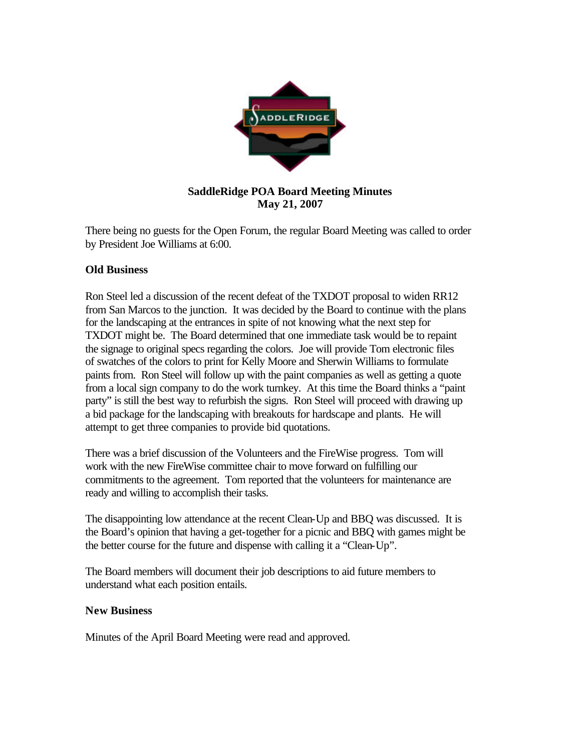**SaddleRidge POA Board Meeting Minutes**
**May 21, 2007**

There being no guests for the Open Forum, the regular Board Meeting was called to order by President Joe Williams at 6:00.

**Old Business**

Ron Steel led a discussion of the recent defeat of the TXDOT proposal to widen RR12 from San Marcos to the junction. It was decided by the Board to continue with the plans for the landscaping at the entrances in spite of not knowing what the next step for TXDOT might be. The Board determined that one immediate task would be to repaint the signage to original specs regarding the colors. Joe will provide Tom electronic files of swatches of the colors to print for Kelly Moore and Sherwin Williams to formulate paints from. Ron Steel will follow up with the paint companies as well as getting a quote from a local sign company to do the work turnkey. At this time the Board thinks a "paint party" is still the best way to refurbish the signs. Ron Steel will proceed with drawing up a bid package for the landscaping with breakouts for hardscape and plants. He will attempt to get three companies to provide bid quotations.

There was a brief discussion of the Volunteers and the FireWise progress. Tom will work with the new FireWise committee chair to move forward on fulfilling our commitments to the agreement. Tom reported that the volunteers for maintenance are ready and willing to accomplish their tasks.

The disappointing low attendance at the recent Clean-Up and BBQ was discussed. It is the Board's opinion that having a get-together for a picnic and BBQ with games might be the better course for the future and dispense with calling it a "Clean-Up".

The Board members will document their job descriptions to aid future members to understand what each position entails.

**New Business**

Minutes of the April Board Meeting were read and approved.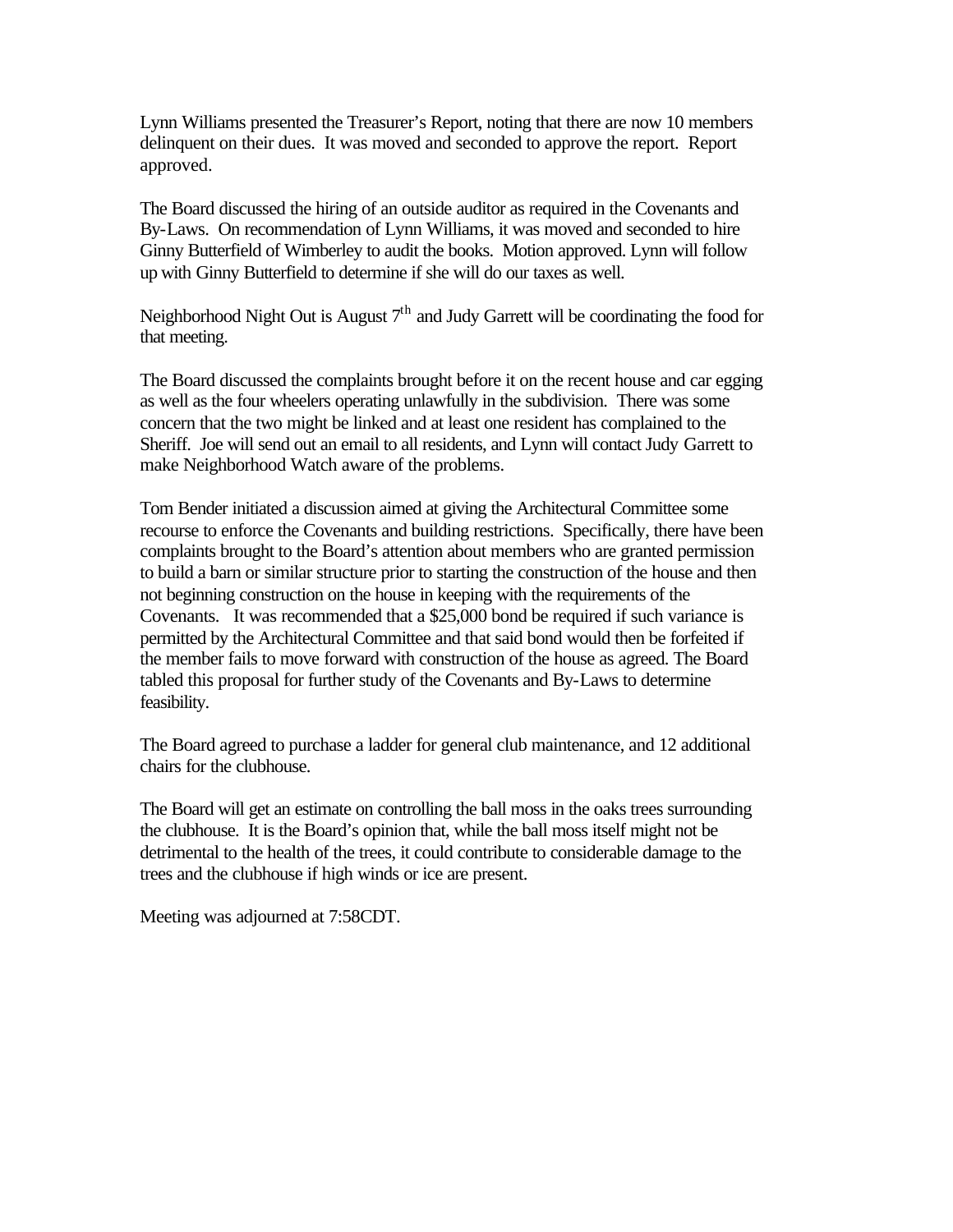Lynn Williams presented the Treasurer's Report, noting that there are now 10 members delinquent on their dues. It was moved and seconded to approve the report. Report approved.

The Board discussed the hiring of an outside auditor as required in the Covenants and By-Laws. On recommendation of Lynn Williams, it was moved and seconded to hire Ginny Butterfield of Wimberley to audit the books. Motion approved. Lynn will follow up with Ginny Butterfield to determine if she will do our taxes as well.

Neighborhood Night Out is August 7th and Judy Garrett will be coordinating the food for that meeting.

The Board discussed the complaints brought before it on the recent house and car egging as well as the four wheelers operating unlawfully in the subdivision. There was some concern that the two might be linked and at least one resident has complained to the Sheriff. Joe will send out an email to all residents, and Lynn will contact Judy Garrett to make Neighborhood Watch aware of the problems.

Tom Bender initiated a discussion aimed at giving the Architectural Committee some recourse to enforce the Covenants and building restrictions. Specifically, there have been complaints brought to the Board's attention about members who are granted permission to build a barn or similar structure prior to starting the construction of the house and then not beginning construction on the house in keeping with the requirements of the Covenants. It was recommended that a $25,000 bond be required if such variance is permitted by the Architectural Committee and that said bond would then be forfeited if the member fails to move forward with construction of the house as agreed. The Board tabled this proposal for further study of the Covenants and By-Laws to determine feasibility.

The Board agreed to purchase a ladder for general club maintenance, and 12 additional chairs for the clubhouse.

The Board will get an estimate on controlling the ball moss in the oaks trees surrounding the clubhouse. It is the Board's opinion that, while the ball moss itself might not be detrimental to the health of the trees, it could contribute to considerable damage to the trees and the clubhouse if high winds or ice are present.

Meeting was adjourned at 7:58CDT.